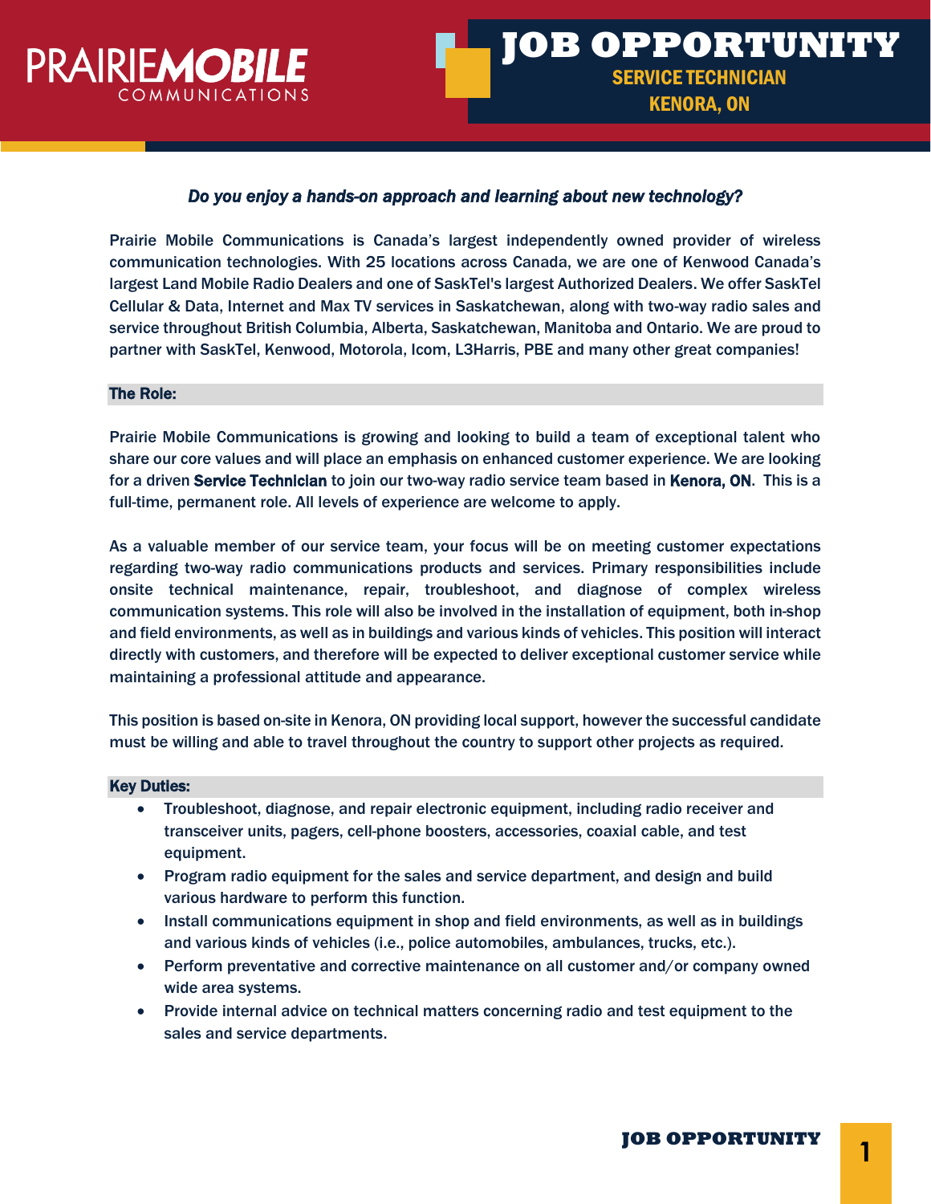PRAIRIE**MOBILE** COMMUNICATIONS

# JOB OPPORTUNITY

## SERVICE TECHNICIAN
## KENORA, ON

***Do you enjoy a hands-on approach and learning about new technology?***

Prairie Mobile Communications is Canada's largest independently owned provider of wireless communication technologies. With 25 locations across Canada, we are one of Kenwood Canada's largest Land Mobile Radio Dealers and one of SaskTel's largest Authorized Dealers. We offer SaskTel Cellular & Data, Internet and Max TV services in Saskatchewan, along with two-way radio sales and service throughout British Columbia, Alberta, Saskatchewan, Manitoba and Ontario. We are proud to partner with SaskTel, Kenwood, Motorola, Icom, L3Harris, PBE and many other great companies!

### The Role:

Prairie Mobile Communications is growing and looking to build a team of exceptional talent who share our core values and will place an emphasis on enhanced customer experience. We are looking for a driven **Service Technician** to join our two-way radio service team based in **Kenora, ON**. This is a full-time, permanent role. All levels of experience are welcome to apply.

As a valuable member of our service team, your focus will be on meeting customer expectations regarding two-way radio communications products and services. Primary responsibilities include onsite technical maintenance, repair, troubleshoot, and diagnose of complex wireless communication systems. This role will also be involved in the installation of equipment, both in-shop and field environments, as well as in buildings and various kinds of vehicles. This position will interact directly with customers, and therefore will be expected to deliver exceptional customer service while maintaining a professional attitude and appearance.

This position is based on-site in Kenora, ON providing local support, however the successful candidate must be willing and able to travel throughout the country to support other projects as required.

### Key Duties:

- Troubleshoot, diagnose, and repair electronic equipment, including radio receiver and transceiver units, pagers, cell-phone boosters, accessories, coaxial cable, and test equipment.
- Program radio equipment for the sales and service department, and design and build various hardware to perform this function.
- Install communications equipment in shop and field environments, as well as in buildings and various kinds of vehicles (i.e., police automobiles, ambulances, trucks, etc.).
- Perform preventative and corrective maintenance on all customer and/or company owned wide area systems.
- Provide internal advice on technical matters concerning radio and test equipment to the sales and service departments.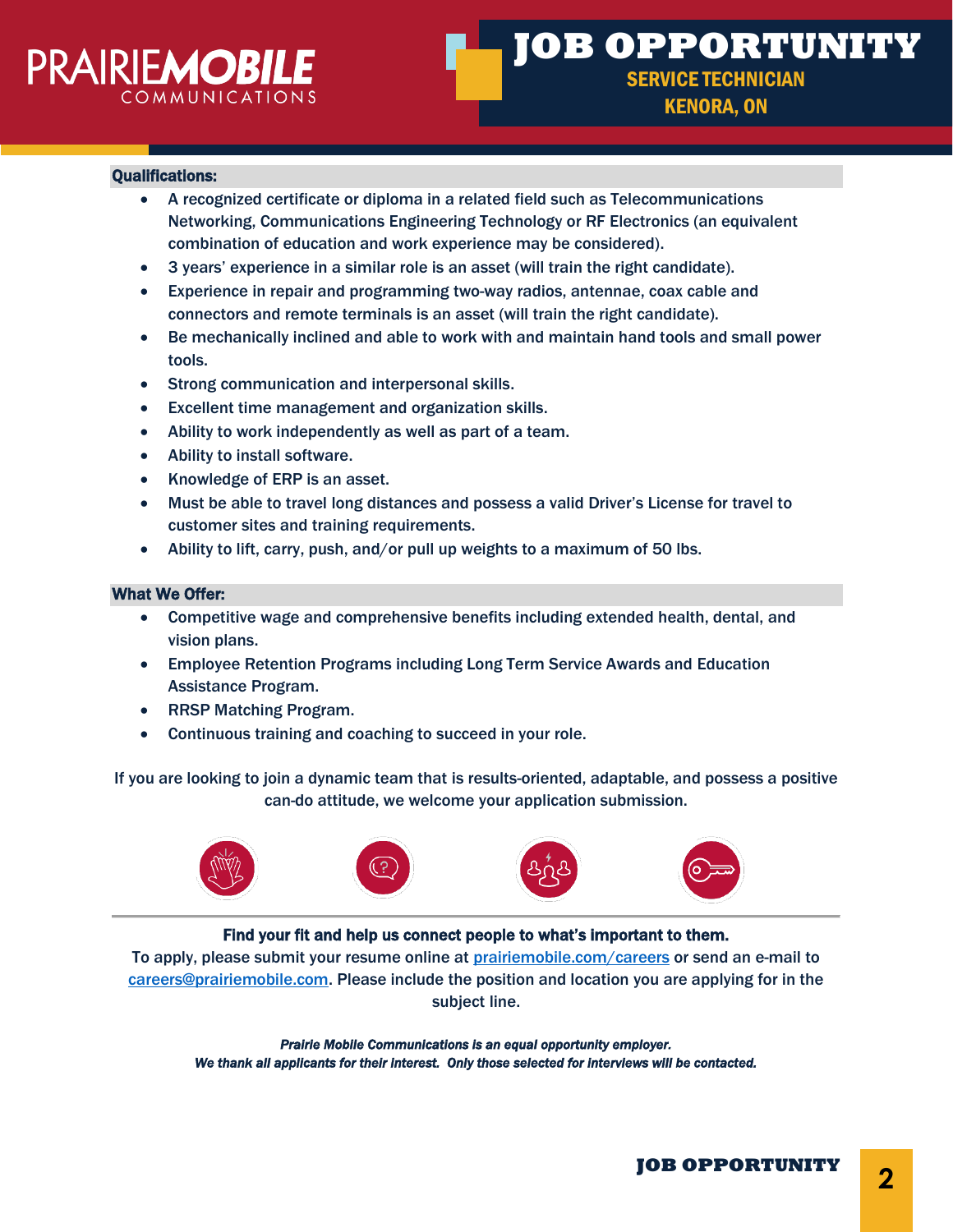# JOB OPPORTUNITY

**SERVICE TECHNICIAN**

**KENORA, ON**

**Qualifications:**

- A recognized certificate or diploma in a related field such as Telecommunications Networking, Communications Engineering Technology or RF Electronics (an equivalent combination of education and work experience may be considered).
- 3 years' experience in a similar role is an asset (will train the right candidate).
- Experience in repair and programming two-way radios, antennae, coax cable and connectors and remote terminals is an asset (will train the right candidate).
- Be mechanically inclined and able to work with and maintain hand tools and small power tools.
- Strong communication and interpersonal skills.
- Excellent time management and organization skills.
- Ability to work independently as well as part of a team.
- Ability to install software.
- Knowledge of ERP is an asset.
- Must be able to travel long distances and possess a valid Driver's License for travel to customer sites and training requirements.
- Ability to lift, carry, push, and/or pull up weights to a maximum of 50 lbs.

**What We Offer:**

- Competitive wage and comprehensive benefits including extended health, dental, and vision plans.
- Employee Retention Programs including Long Term Service Awards and Education Assistance Program.
- RRSP Matching Program.
- Continuous training and coaching to succeed in your role.

If you are looking to join a dynamic team that is results-oriented, adaptable, and possess a positive can-do attitude, we welcome your application submission.

**Find your fit and help us connect people to what's important to them.**

To apply, please submit your resume online at prairiemobile.com/careers or send an e-mail to careers@prairiemobile.com. Please include the position and location you are applying for in the subject line.

***Prairie Mobile Communications is an equal opportunity employer.***
***We thank all applicants for their interest. Only those selected for interviews will be contacted.***